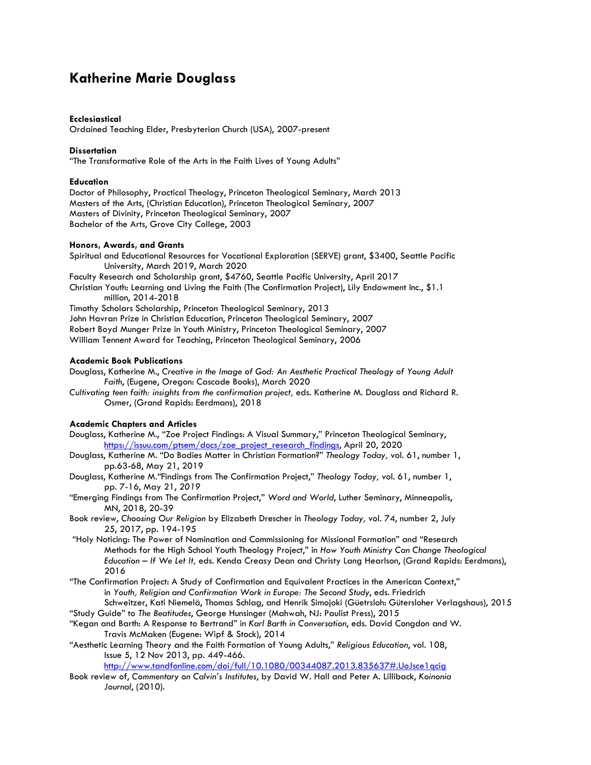# Katherine Marie Douglass

**Ecclesiastical**
Ordained Teaching Elder, Presbyterian Church (USA), 2007-present

**Dissertation**
"The Transformative Role of the Arts in the Faith Lives of Young Adults"

**Education**
Doctor of Philosophy, Practical Theology, Princeton Theological Seminary, March 2013
Masters of the Arts, (Christian Education), Princeton Theological Seminary, 2007
Masters of Divinity, Princeton Theological Seminary, 2007
Bachelor of the Arts, Grove City College, 2003

**Honors, Awards, and Grants**
Spiritual and Educational Resources for Vocational Exploration (SERVE) grant, $3400, Seattle Pacific University, March 2019, March 2020
Faculty Research and Scholarship grant, $4760, Seattle Pacific University, April 2017
Christian Youth: Learning and Living the Faith (The Confirmation Project), Lily Endowment Inc., $1.1 million, 2014-2018
Timothy Scholars Scholarship, Princeton Theological Seminary, 2013
John Havran Prize in Christian Education, Princeton Theological Seminary, 2007
Robert Boyd Munger Prize in Youth Ministry, Princeton Theological Seminary, 2007
William Tennent Award for Teaching, Princeton Theological Seminary, 2006

**Academic Book Publications**
Douglass, Katherine M., *Creative in the Image of God: An Aesthetic Practical Theology of Young Adult Faith*, (Eugene, Oregon: Cascade Books), March 2020
*Cultivating teen faith: insights from the confirmation project,* eds. Katherine M. Douglass and Richard R. Osmer, (Grand Rapids: Eerdmans), 2018

**Academic Chapters and Articles**
Douglass, Katherine M., "Zoe Project Findings: A Visual Summary," Princeton Theological Seminary, https://issuu.com/ptsem/docs/zoe_project_research_findings, April 20, 2020
Douglass, Katherine M. "Do Bodies Matter in Christian Formation?" *Theology Today,* vol. 61, number 1, pp.63-68, May 21, 2019
Douglass, Katherine M."Findings from The Confirmation Project," *Theology Today,* vol. 61, number 1, pp. 7-16, May 21, *2019*
"Emerging Findings from The Confirmation Project," *Word and World*, Luther Seminary, Minneapolis, MN, 2018, 20-39
Book review, *Choosing Our Religion* by Elizabeth Drescher in *Theology Today,* vol. 74, number 2, July 25, 2017, pp. 194-195
"Holy Noticing: The Power of Nomination and Commissioning for Missional Formation" and "Research Methods for the High School Youth Theology Project," in *How Youth Ministry Can Change Theological Education – If We Let It,* eds. Kenda Creasy Dean and Christy Lang Hearlson, (Grand Rapids: Eerdmans), 2016
"The Confirmation Project: A Study of Confirmation and Equivalent Practices in the American Context," in *Youth, Religion and Confirmation Work in Europe: The Second Study*, eds. Friedrich Schweitzer, Kati Niemelä, Thomas Schlag, and Henrik Simojoki (Güetrsloh: Gütersloher Verlagshaus), 2015
"Study Guide" to *The Beatitudes*, George Hunsinger (Mahwah, NJ: Paulist Press), 2015
"Kegan and Barth: A Response to Bertrand" in *Karl Barth in Conversation*, eds. David Congdon and W. Travis McMaken (Eugene: Wipf & Stock), 2014
"Aesthetic Learning Theory and the Faith Formation of Young Adults," *Religious Education*, vol. 108, Issue 5, 12 Nov 2013, pp. 449-466. http://www.tandfonline.com/doi/full/10.1080/00344087.2013.835637#.UoJsce1qcig
Book review of, *Commentary on Calvin's Institutes*, by David W. Hall and Peter A. Lilliback, *Koinonia Journal*, (2010).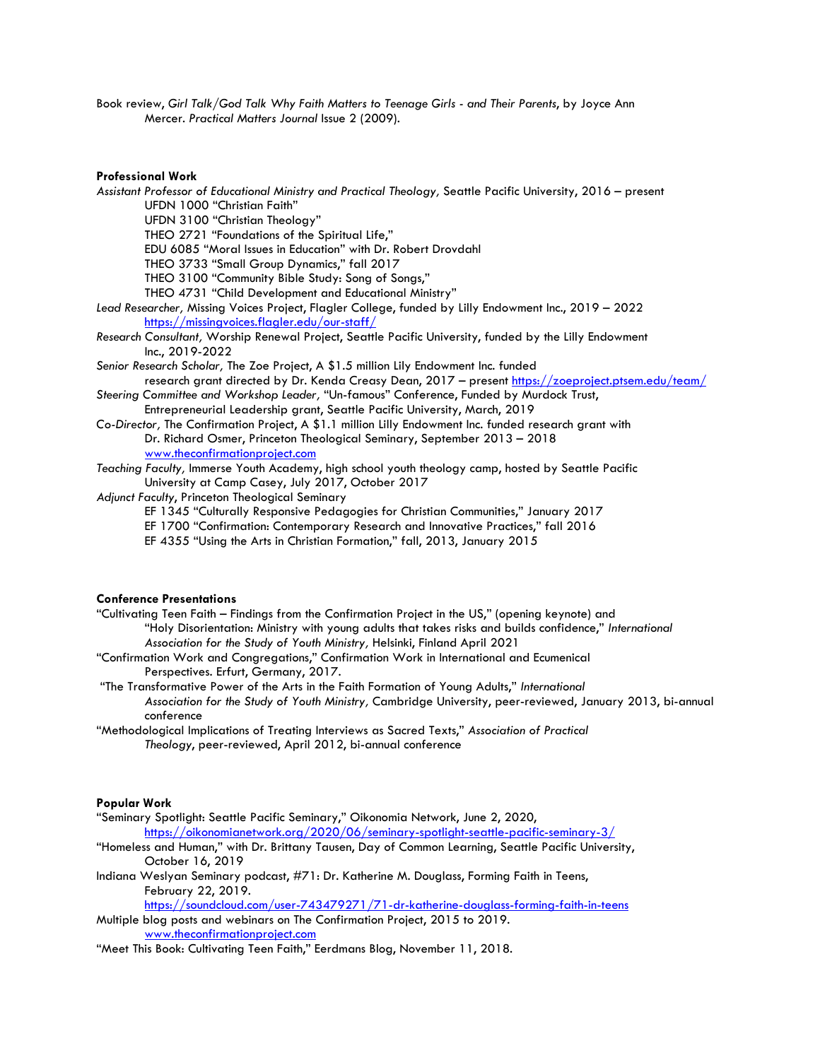Book review, *Girl Talk/God Talk Why Faith Matters to Teenage Girls - and Their Parents*, by Joyce Ann Mercer. *Practical Matters Journal* Issue 2 (2009).

**Professional Work**

*Assistant Professor of Educational Ministry and Practical Theology,* Seattle Pacific University, 2016 – present

- UFDN 1000 "Christian Faith"
- UFDN 3100 "Christian Theology"
- THEO 2721 "Foundations of the Spiritual Life,"
- EDU 6085 "Moral Issues in Education" with Dr. Robert Drovdahl
- THEO 3733 "Small Group Dynamics," fall 2017
- THEO 3100 "Community Bible Study: Song of Songs,"
- THEO 4731 "Child Development and Educational Ministry"

*Lead Researcher,* Missing Voices Project, Flagler College, funded by Lilly Endowment Inc., 2019 – 2022 https://missingvoices.flagler.edu/our-staff/

*Research Consultant,* Worship Renewal Project, Seattle Pacific University, funded by the Lilly Endowment Inc., 2019-2022

*Senior Research Scholar,* The Zoe Project, A $1.5 million Lily Endowment Inc. funded research grant directed by Dr. Kenda Creasy Dean, 2017 – present https://zoeproject.ptsem.edu/team/

*Steering Committee and Workshop Leader,* "Un-famous" Conference, Funded by Murdock Trust, Entrepreneurial Leadership grant, Seattle Pacific University, March, 2019

*Co-Director,* The Confirmation Project, A $1.1 million Lilly Endowment Inc. funded research grant with Dr. Richard Osmer, Princeton Theological Seminary, September 2013 – 2018 www.theconfirmationproject.com

*Teaching Faculty,* Immerse Youth Academy, high school youth theology camp, hosted by Seattle Pacific University at Camp Casey, July 2017, October 2017

*Adjunct Faculty*, Princeton Theological Seminary

- EF 1345 "Culturally Responsive Pedagogies for Christian Communities," January 2017
- EF 1700 "Confirmation: Contemporary Research and Innovative Practices," fall 2016
- EF 4355 "Using the Arts in Christian Formation," fall, 2013, January 2015

**Conference Presentations**

"Cultivating Teen Faith – Findings from the Confirmation Project in the US," (opening keynote) and "Holy Disorientation: Ministry with young adults that takes risks and builds confidence," *International Association for the Study of Youth Ministry,* Helsinki, Finland April 2021

"Confirmation Work and Congregations," Confirmation Work in International and Ecumenical Perspectives. Erfurt, Germany, 2017.

"The Transformative Power of the Arts in the Faith Formation of Young Adults," *International Association for the Study of Youth Ministry,* Cambridge University, peer-reviewed, January 2013, bi-annual conference

"Methodological Implications of Treating Interviews as Sacred Texts," *Association of Practical Theology*, peer-reviewed, April 2012, bi-annual conference

**Popular Work**

"Seminary Spotlight: Seattle Pacific Seminary," Oikonomia Network, June 2, 2020, https://oikonomianetwork.org/2020/06/seminary-spotlight-seattle-pacific-seminary-3/

"Homeless and Human," with Dr. Brittany Tausen, Day of Common Learning, Seattle Pacific University, October 16, 2019

Indiana Weslyan Seminary podcast, #71: Dr. Katherine M. Douglass, Forming Faith in Teens, February 22, 2019. https://soundcloud.com/user-743479271/71-dr-katherine-douglass-forming-faith-in-teens

Multiple blog posts and webinars on The Confirmation Project, 2015 to 2019. www.theconfirmationproject.com

"Meet This Book: Cultivating Teen Faith," Eerdmans Blog, November 11, 2018.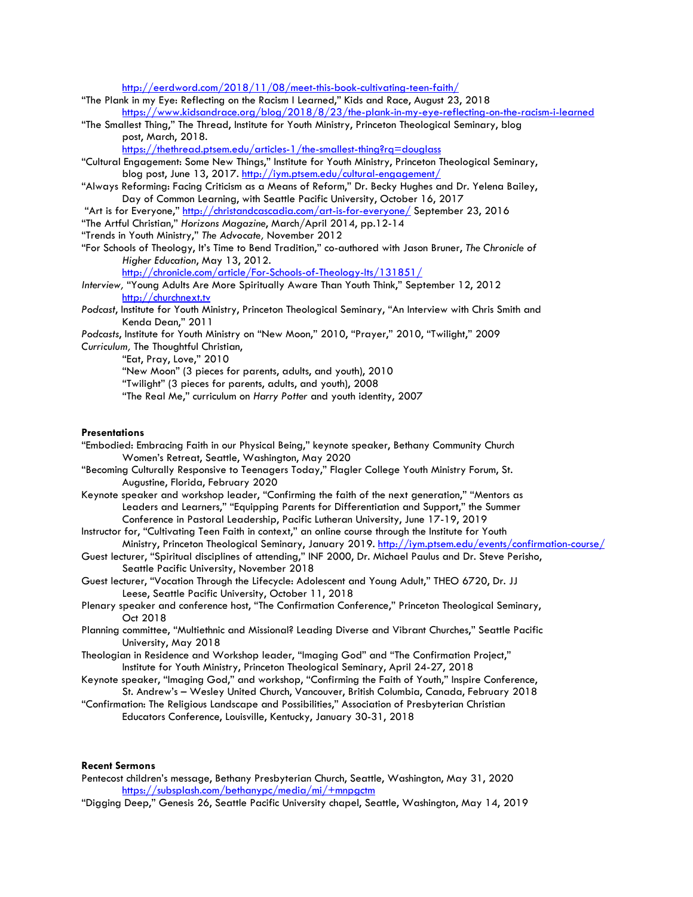http://eerdword.com/2018/11/08/meet-this-book-cultivating-teen-faith/

"The Plank in my Eye: Reflecting on the Racism I Learned," Kids and Race, August 23, 2018
    https://www.kidsandrace.org/blog/2018/8/23/the-plank-in-my-eye-reflecting-on-the-racism-i-learned

"The Smallest Thing," The Thread, Institute for Youth Ministry, Princeton Theological Seminary, blog post, March, 2018.
    https://thethread.ptsem.edu/articles-1/the-smallest-thing?rq=douglass

"Cultural Engagement: Some New Things," Institute for Youth Ministry, Princeton Theological Seminary, blog post, June 13, 2017. http://iym.ptsem.edu/cultural-engagement/

"Always Reforming: Facing Criticism as a Means of Reform," Dr. Becky Hughes and Dr. Yelena Bailey, Day of Common Learning, with Seattle Pacific University, October 16, 2017

"Art is for Everyone," http://christandcascadia.com/art-is-for-everyone/ September 23, 2016

"The Artful Christian," *Horizons Magazine*, March/April 2014, pp.12-14

"Trends in Youth Ministry," *The Advocate,* November 2012

"For Schools of Theology, It's Time to Bend Tradition," co-authored with Jason Bruner, *The Chronicle of Higher Education*, May 13, 2012.
    http://chronicle.com/article/For-Schools-of-Theology-Its/131851/

*Interview,* "Young Adults Are More Spiritually Aware Than Youth Think," September 12, 2012
    http://churchnext.tv

*Podcast*, Institute for Youth Ministry, Princeton Theological Seminary, "An Interview with Chris Smith and Kenda Dean," 2011

*Podcasts*, Institute for Youth Ministry on "New Moon," 2010, "Prayer," 2010, "Twilight," 2009

*Curriculum,* The Thoughtful Christian,
    "Eat, Pray, Love," 2010
    "New Moon" (3 pieces for parents, adults, and youth), 2010
    "Twilight" (3 pieces for parents, adults, and youth), 2008
    "The Real Me," curriculum on *Harry Potter* and youth identity, 2007

**Presentations**

"Embodied: Embracing Faith in our Physical Being," keynote speaker, Bethany Community Church Women's Retreat, Seattle, Washington, May 2020

"Becoming Culturally Responsive to Teenagers Today," Flagler College Youth Ministry Forum, St. Augustine, Florida, February 2020

Keynote speaker and workshop leader, "Confirming the faith of the next generation," "Mentors as Leaders and Learners," "Equipping Parents for Differentiation and Support," the Summer Conference in Pastoral Leadership, Pacific Lutheran University, June 17-19, 2019

Instructor for, "Cultivating Teen Faith in context," an online course through the Institute for Youth Ministry, Princeton Theological Seminary, January 2019. http://iym.ptsem.edu/events/confirmation-course/

Guest lecturer, "Spiritual disciplines of attending," INF 2000, Dr. Michael Paulus and Dr. Steve Perisho, Seattle Pacific University, November 2018

Guest lecturer, "Vocation Through the Lifecycle: Adolescent and Young Adult," THEO 6720, Dr. JJ Leese, Seattle Pacific University, October 11, 2018

Plenary speaker and conference host, "The Confirmation Conference," Princeton Theological Seminary, Oct 2018

Planning committee, "Multiethnic and Missional? Leading Diverse and Vibrant Churches," Seattle Pacific University, May 2018

Theologian in Residence and Workshop leader, "Imaging God" and "The Confirmation Project," Institute for Youth Ministry, Princeton Theological Seminary, April 24-27, 2018

Keynote speaker, "Imaging God," and workshop, "Confirming the Faith of Youth," Inspire Conference, St. Andrew's – Wesley United Church, Vancouver, British Columbia, Canada, February 2018

"Confirmation: The Religious Landscape and Possibilities," Association of Presbyterian Christian Educators Conference, Louisville, Kentucky, January 30-31, 2018

**Recent Sermons**

Pentecost children's message, Bethany Presbyterian Church, Seattle, Washington, May 31, 2020
    https://subsplash.com/bethanypc/media/mi/+mnpgctm

"Digging Deep," Genesis 26, Seattle Pacific University chapel, Seattle, Washington, May 14, 2019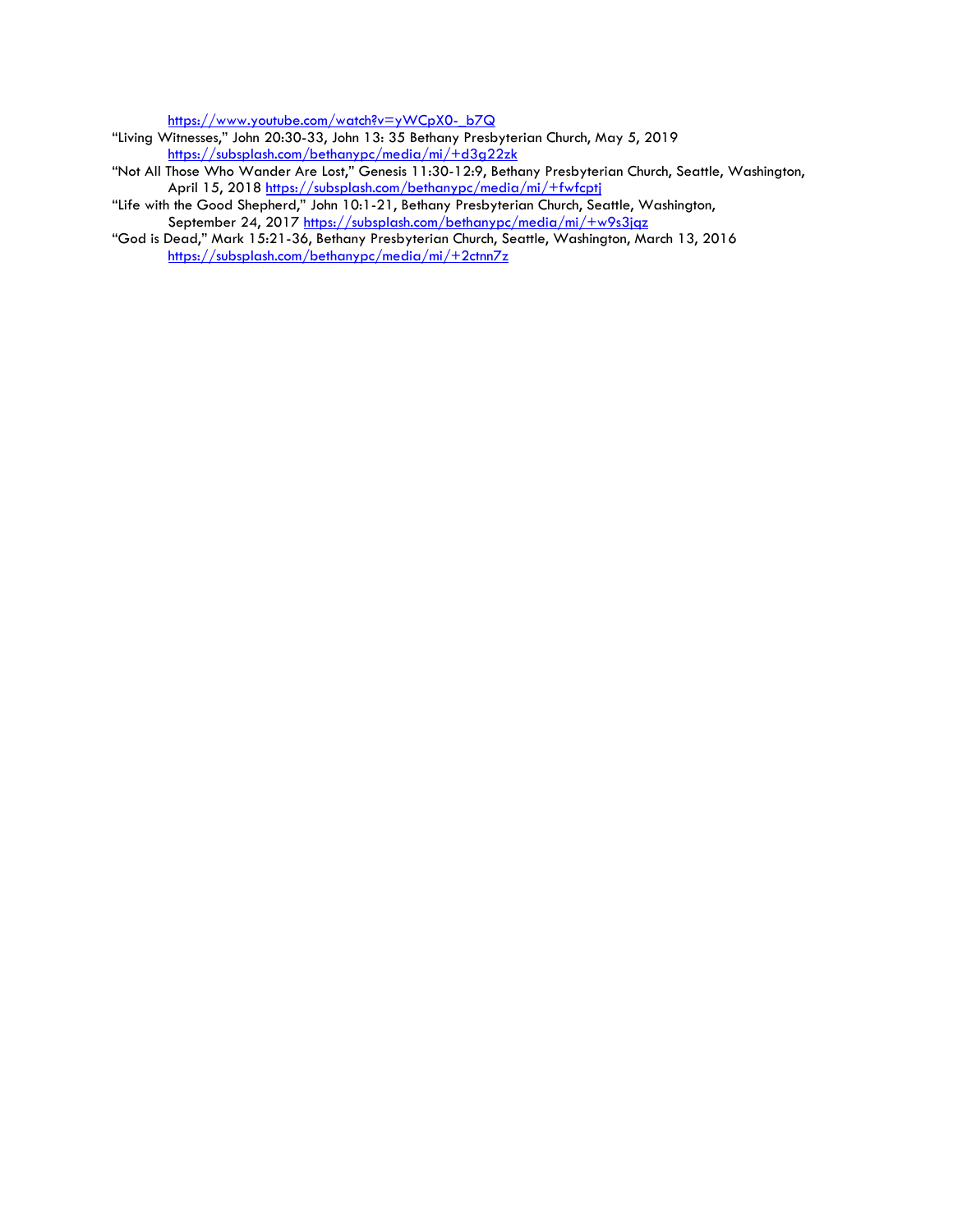https://www.youtube.com/watch?v=yWCpX0-_b7Q

"Living Witnesses," John 20:30-33, John 13: 35 Bethany Presbyterian Church, May 5, 2019
https://subsplash.com/bethanypc/media/mi/+d3g22zk

"Not All Those Who Wander Are Lost," Genesis 11:30-12:9, Bethany Presbyterian Church, Seattle, Washington, April 15, 2018 https://subsplash.com/bethanypc/media/mi/+fwfcptj

"Life with the Good Shepherd," John 10:1-21, Bethany Presbyterian Church, Seattle, Washington, September 24, 2017 https://subsplash.com/bethanypc/media/mi/+w9s3jqz

"God is Dead," Mark 15:21-36, Bethany Presbyterian Church, Seattle, Washington, March 13, 2016
https://subsplash.com/bethanypc/media/mi/+2ctnn7z